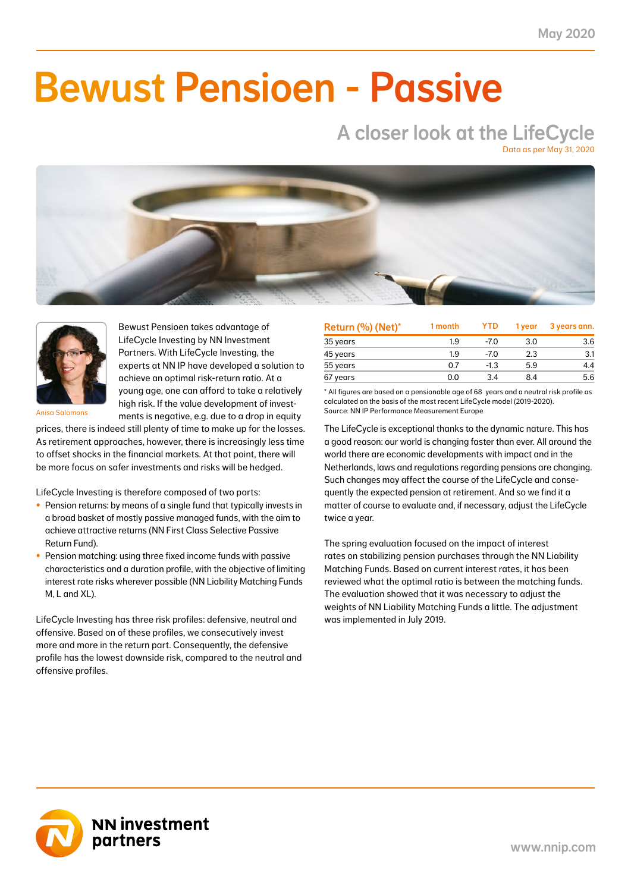May 2020

# Bewust Pensioen - Passive

## A closer look at the LifeCycle

Data as per May 31, 2020

Anisa Salomons

Bewust Pensioen takes advantage of LifeCycle Investing by NN Investment Partners. With LifeCycle Investing, the experts at NN IP have developed a solution to achieve an optimal risk-return ratio. At a young age, one can afford to take a relatively high risk. If the value development of investments is negative, e.g. due to a drop in equity prices, there is indeed still plenty of time to make up for the losses. As retirement approaches, however, there is increasingly less time to offset shocks in the financial markets. At that point, there will be more focus on safer investments and risks will be hedged.

LifeCycle Investing is therefore composed of two parts:

- Pension returns: by means of a single fund that typically invests in a broad basket of mostly passive managed funds, with the aim to achieve attractive returns (NN First Class Selective Passive Return Fund).
- Pension matching: using three fixed income funds with passive characteristics and a duration profile, with the objective of limiting interest rate risks wherever possible (NN Liability Matching Funds M, L and XL).

LifeCycle Investing has three risk profiles: defensive, neutral and offensive. Based on of these profiles, we consecutively invest more and more in the return part. Consequently, the defensive profile has the lowest downside risk, compared to the neutral and offensive profiles.

| Return (%) (Net)* | 1 month | YTD | 1 year | 3 years ann. |
|---|---|---|---|---|
| 35 years | 1.9 | -7.0 | 3.0 | 3.6 |
| 45 years | 1.9 | -7.0 | 2.3 | 3.1 |
| 55 years | 0.7 | -1.3 | 5.9 | 4.4 |
| 67 years | 0.0 | 3.4 | 8.4 | 5.6 |

* All figures are based on a pensionable age of 68 years and a neutral risk profile as calculated on the basis of the most recent LifeCycle model (2019-2020).
Source: NN IP Performance Measurement Europe

The LifeCycle is exceptional thanks to the dynamic nature. This has a good reason: our world is changing faster than ever. All around the world there are economic developments with impact and in the Netherlands, laws and regulations regarding pensions are changing. Such changes may affect the course of the LifeCycle and consequently the expected pension at retirement. And so we find it a matter of course to evaluate and, if necessary, adjust the LifeCycle twice a year.

The spring evaluation focused on the impact of interest rates on stabilizing pension purchases through the NN Liability Matching Funds. Based on current interest rates, it has been reviewed what the optimal ratio is between the matching funds. The evaluation showed that it was necessary to adjust the weights of NN Liability Matching Funds a little. The adjustment was implemented in July 2019.

NN investment partners

www.nnip.com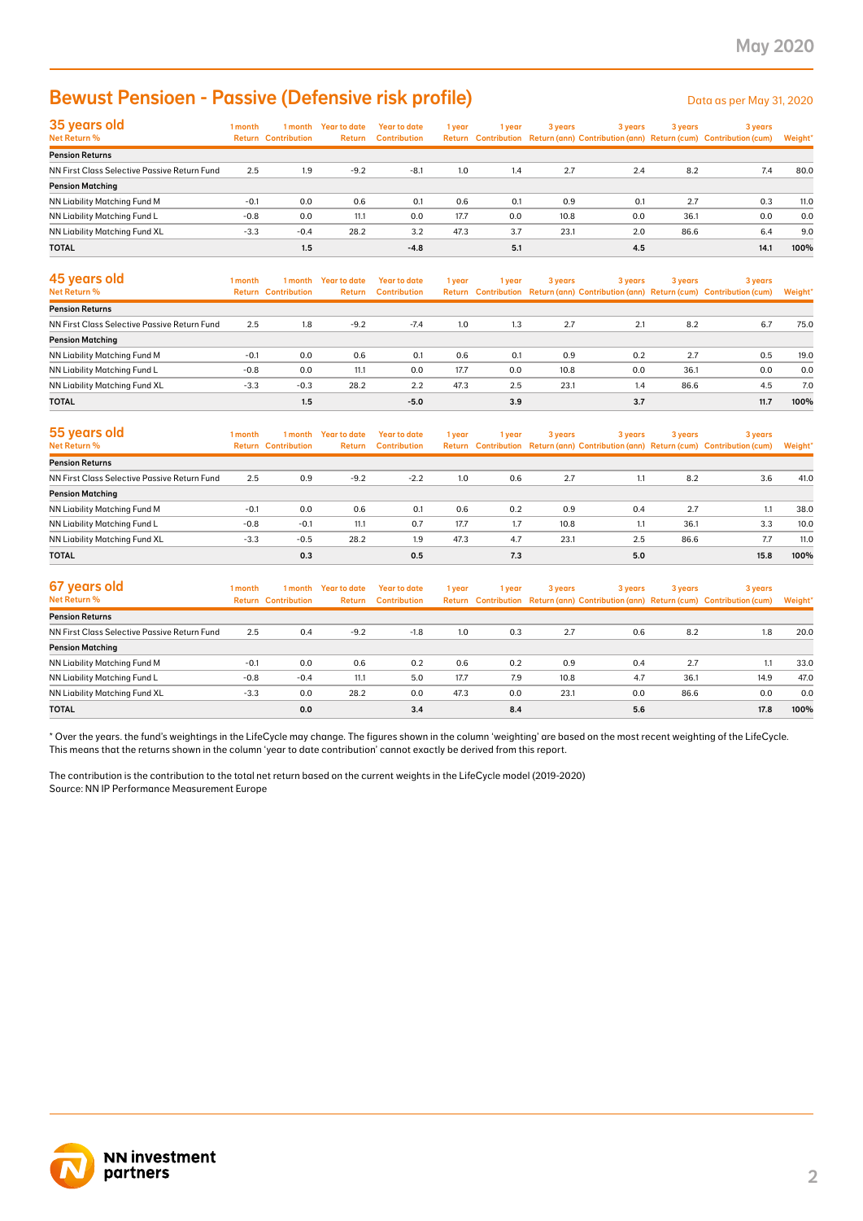# Bewust Pensioen - Passive (Defensive risk profile)

Data as per May 31, 2020

| 35 years old<br>Net Return % | 1 month Return | 1 month Contribution | Year to date Return | Year to date Contribution | 1 year Return | 1 year Contribution | 3 years Return (ann) | 3 years Contribution (ann) | 3 years Return (cum) | 3 years Contribution (cum) | Weight* |
|---|---|---|---|---|---|---|---|---|---|---|---|
| **Pension Returns** | | | | | | | | | | | |
| NN First Class Selective Passive Return Fund | 2.5 | 1.9 | -9.2 | -8.1 | 1.0 | 1.4 | 2.7 | 2.4 | 8.2 | 7.4 | 80.0 |
| **Pension Matching** | | | | | | | | | | | |
| NN Liability Matching Fund M | -0.1 | 0.0 | 0.6 | 0.1 | 0.6 | 0.1 | 0.9 | 0.1 | 2.7 | 0.3 | 11.0 |
| NN Liability Matching Fund L | -0.8 | 0.0 | 11.1 | 0.0 | 17.7 | 0.0 | 10.8 | 0.0 | 36.1 | 0.0 | 0.0 |
| NN Liability Matching Fund XL | -3.3 | -0.4 | 28.2 | 3.2 | 47.3 | 3.7 | 23.1 | 2.0 | 86.6 | 6.4 | 9.0 |
| **TOTAL** | | **1.5** | | **-4.8** | | **5.1** | | **4.5** | | **14.1** | **100%** |

| 45 years old<br>Net Return % | 1 month Return | 1 month Contribution | Year to date Return | Year to date Contribution | 1 year Return | 1 year Contribution | 3 years Return (ann) | 3 years Contribution (ann) | 3 years Return (cum) | 3 years Contribution (cum) | Weight* |
|---|---|---|---|---|---|---|---|---|---|---|---|
| **Pension Returns** | | | | | | | | | | | |
| NN First Class Selective Passive Return Fund | 2.5 | 1.8 | -9.2 | -7.4 | 1.0 | 1.3 | 2.7 | 2.1 | 8.2 | 6.7 | 75.0 |
| **Pension Matching** | | | | | | | | | | | |
| NN Liability Matching Fund M | -0.1 | 0.0 | 0.6 | 0.1 | 0.6 | 0.1 | 0.9 | 0.2 | 2.7 | 0.5 | 19.0 |
| NN Liability Matching Fund L | -0.8 | 0.0 | 11.1 | 0.0 | 17.7 | 0.0 | 10.8 | 0.0 | 36.1 | 0.0 | 0.0 |
| NN Liability Matching Fund XL | -3.3 | -0.3 | 28.2 | 2.2 | 47.3 | 2.5 | 23.1 | 1.4 | 86.6 | 4.5 | 7.0 |
| **TOTAL** | | **1.5** | | **-5.0** | | **3.9** | | **3.7** | | **11.7** | **100%** |

| 55 years old<br>Net Return % | 1 month Return | 1 month Contribution | Year to date Return | Year to date Contribution | 1 year Return | 1 year Contribution | 3 years Return (ann) | 3 years Contribution (ann) | 3 years Return (cum) | 3 years Contribution (cum) | Weight* |
|---|---|---|---|---|---|---|---|---|---|---|---|
| **Pension Returns** | | | | | | | | | | | |
| NN First Class Selective Passive Return Fund | 2.5 | 0.9 | -9.2 | -2.2 | 1.0 | 0.6 | 2.7 | 1.1 | 8.2 | 3.6 | 41.0 |
| **Pension Matching** | | | | | | | | | | | |
| NN Liability Matching Fund M | -0.1 | 0.0 | 0.6 | 0.1 | 0.6 | 0.2 | 0.9 | 0.4 | 2.7 | 1.1 | 38.0 |
| NN Liability Matching Fund L | -0.8 | -0.1 | 11.1 | 0.7 | 17.7 | 1.7 | 10.8 | 1.1 | 36.1 | 3.3 | 10.0 |
| NN Liability Matching Fund XL | -3.3 | -0.5 | 28.2 | 1.9 | 47.3 | 4.7 | 23.1 | 2.5 | 86.6 | 7.7 | 11.0 |
| **TOTAL** | | **0.3** | | **0.5** | | **7.3** | | **5.0** | | **15.8** | **100%** |

| 67 years old<br>Net Return % | 1 month Return | 1 month Contribution | Year to date Return | Year to date Contribution | 1 year Return | 1 year Contribution | 3 years Return (ann) | 3 years Contribution (ann) | 3 years Return (cum) | 3 years Contribution (cum) | Weight* |
|---|---|---|---|---|---|---|---|---|---|---|---|
| **Pension Returns** | | | | | | | | | | | |
| NN First Class Selective Passive Return Fund | 2.5 | 0.4 | -9.2 | -1.8 | 1.0 | 0.3 | 2.7 | 0.6 | 8.2 | 1.8 | 20.0 |
| **Pension Matching** | | | | | | | | | | | |
| NN Liability Matching Fund M | -0.1 | 0.0 | 0.6 | 0.2 | 0.6 | 0.2 | 0.9 | 0.4 | 2.7 | 1.1 | 33.0 |
| NN Liability Matching Fund L | -0.8 | -0.4 | 11.1 | 5.0 | 17.7 | 7.9 | 10.8 | 4.7 | 36.1 | 14.9 | 47.0 |
| NN Liability Matching Fund XL | -3.3 | 0.0 | 28.2 | 0.0 | 47.3 | 0.0 | 23.1 | 0.0 | 86.6 | 0.0 | 0.0 |
| **TOTAL** | | **0.0** | | **3.4** | | **8.4** | | **5.6** | | **17.8** | **100%** |

* Over the years. the fund's weightings in the LifeCycle may change. The figures shown in the column 'weighting' are based on the most recent weighting of the LifeCycle. This means that the returns shown in the column 'year to date contribution' cannot exactly be derived from this report.

The contribution is the contribution to the total net return based on the current weights in the LifeCycle model (2019-2020)
Source: NN IP Performance Measurement Europe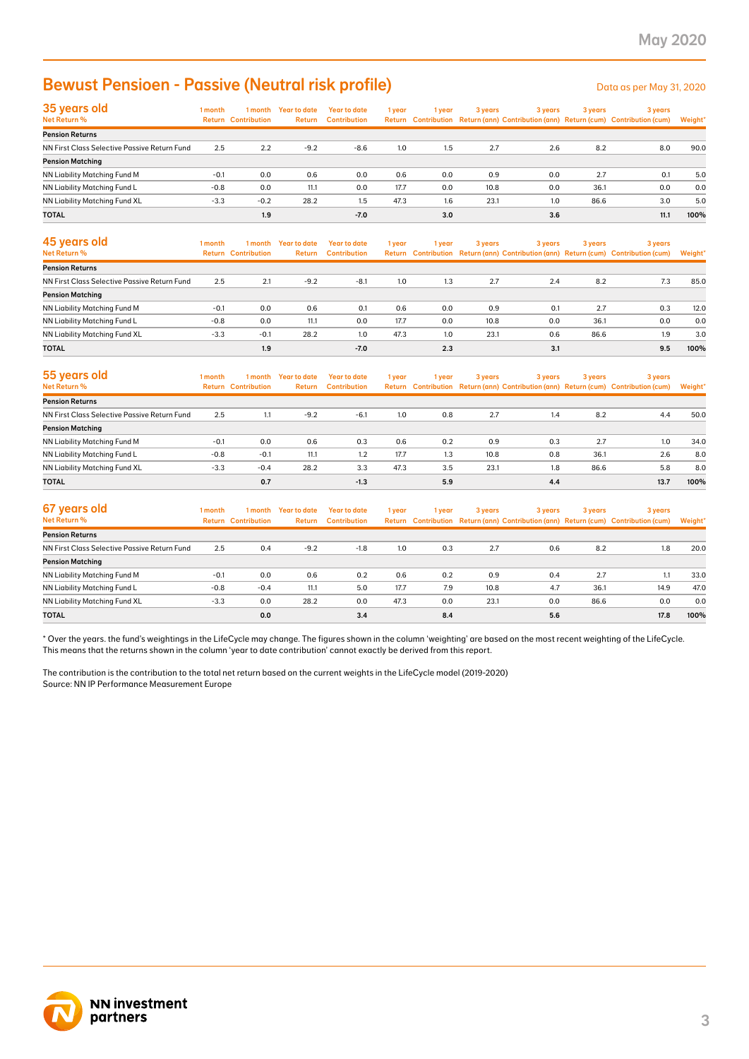# Bewust Pensioen - Passive (Neutral risk profile)

Data as per May 31, 2020

| 35 years old<br>Net Return % | 1 month Return | 1 month Contribution | Year to date Return | Year to date Contribution | 1 year Return | 1 year Contribution | 3 years Return (ann) | 3 years Contribution (ann) | 3 years Return (cum) | 3 years Contribution (cum) | Weight* |
|---|---|---|---|---|---|---|---|---|---|---|---|
| **Pension Returns** | | | | | | | | | | | |
| NN First Class Selective Passive Return Fund | 2.5 | 2.2 | -9.2 | -8.6 | 1.0 | 1.5 | 2.7 | 2.6 | 8.2 | 8.0 | 90.0 |
| **Pension Matching** | | | | | | | | | | | |
| NN Liability Matching Fund M | -0.1 | 0.0 | 0.6 | 0.0 | 0.6 | 0.0 | 0.9 | 0.0 | 2.7 | 0.1 | 5.0 |
| NN Liability Matching Fund L | -0.8 | 0.0 | 11.1 | 0.0 | 17.7 | 0.0 | 10.8 | 0.0 | 36.1 | 0.0 | 0.0 |
| NN Liability Matching Fund XL | -3.3 | -0.2 | 28.2 | 1.5 | 47.3 | 1.6 | 23.1 | 1.0 | 86.6 | 3.0 | 5.0 |
| **TOTAL** | | **1.9** | | **-7.0** | | **3.0** | | **3.6** | | **11.1** | **100%** |

| 45 years old<br>Net Return % | 1 month Return | 1 month Contribution | Year to date Return | Year to date Contribution | 1 year Return | 1 year Contribution | 3 years Return (ann) | 3 years Contribution (ann) | 3 years Return (cum) | 3 years Contribution (cum) | Weight* |
|---|---|---|---|---|---|---|---|---|---|---|---|
| **Pension Returns** | | | | | | | | | | | |
| NN First Class Selective Passive Return Fund | 2.5 | 2.1 | -9.2 | -8.1 | 1.0 | 1.3 | 2.7 | 2.4 | 8.2 | 7.3 | 85.0 |
| **Pension Matching** | | | | | | | | | | | |
| NN Liability Matching Fund M | -0.1 | 0.0 | 0.6 | 0.1 | 0.6 | 0.0 | 0.9 | 0.1 | 2.7 | 0.3 | 12.0 |
| NN Liability Matching Fund L | -0.8 | 0.0 | 11.1 | 0.0 | 17.7 | 0.0 | 10.8 | 0.0 | 36.1 | 0.0 | 0.0 |
| NN Liability Matching Fund XL | -3.3 | -0.1 | 28.2 | 1.0 | 47.3 | 1.0 | 23.1 | 0.6 | 86.6 | 1.9 | 3.0 |
| **TOTAL** | | **1.9** | | **-7.0** | | **2.3** | | **3.1** | | **9.5** | **100%** |

| 55 years old<br>Net Return % | 1 month Return | 1 month Contribution | Year to date Return | Year to date Contribution | 1 year Return | 1 year Contribution | 3 years Return (ann) | 3 years Contribution (ann) | 3 years Return (cum) | 3 years Contribution (cum) | Weight* |
|---|---|---|---|---|---|---|---|---|---|---|---|
| **Pension Returns** | | | | | | | | | | | |
| NN First Class Selective Passive Return Fund | 2.5 | 1.1 | -9.2 | -6.1 | 1.0 | 0.8 | 2.7 | 1.4 | 8.2 | 4.4 | 50.0 |
| **Pension Matching** | | | | | | | | | | | |
| NN Liability Matching Fund M | -0.1 | 0.0 | 0.6 | 0.3 | 0.6 | 0.2 | 0.9 | 0.3 | 2.7 | 1.0 | 34.0 |
| NN Liability Matching Fund L | -0.8 | -0.1 | 11.1 | 1.2 | 17.7 | 1.3 | 10.8 | 0.8 | 36.1 | 2.6 | 8.0 |
| NN Liability Matching Fund XL | -3.3 | -0.4 | 28.2 | 3.3 | 47.3 | 3.5 | 23.1 | 1.8 | 86.6 | 5.8 | 8.0 |
| **TOTAL** | | **0.7** | | **-1.3** | | **5.9** | | **4.4** | | **13.7** | **100%** |

| 67 years old<br>Net Return % | 1 month Return | 1 month Contribution | Year to date Return | Year to date Contribution | 1 year Return | 1 year Contribution | 3 years Return (ann) | 3 years Contribution (ann) | 3 years Return (cum) | 3 years Contribution (cum) | Weight* |
|---|---|---|---|---|---|---|---|---|---|---|---|
| **Pension Returns** | | | | | | | | | | | |
| NN First Class Selective Passive Return Fund | 2.5 | 0.4 | -9.2 | -1.8 | 1.0 | 0.3 | 2.7 | 0.6 | 8.2 | 1.8 | 20.0 |
| **Pension Matching** | | | | | | | | | | | |
| NN Liability Matching Fund M | -0.1 | 0.0 | 0.6 | 0.2 | 0.6 | 0.2 | 0.9 | 0.4 | 2.7 | 1.1 | 33.0 |
| NN Liability Matching Fund L | -0.8 | -0.4 | 11.1 | 5.0 | 17.7 | 7.9 | 10.8 | 4.7 | 36.1 | 14.9 | 47.0 |
| NN Liability Matching Fund XL | -3.3 | 0.0 | 28.2 | 0.0 | 47.3 | 0.0 | 23.1 | 0.0 | 86.6 | 0.0 | 0.0 |
| **TOTAL** | | **0.0** | | **3.4** | | **8.4** | | **5.6** | | **17.8** | **100%** |

* Over the years. the fund's weightings in the LifeCycle may change. The figures shown in the column 'weighting' are based on the most recent weighting of the LifeCycle. This means that the returns shown in the column 'year to date contribution' cannot exactly be derived from this report.

The contribution is the contribution to the total net return based on the current weights in the LifeCycle model (2019-2020)
Source: NN IP Performance Measurement Europe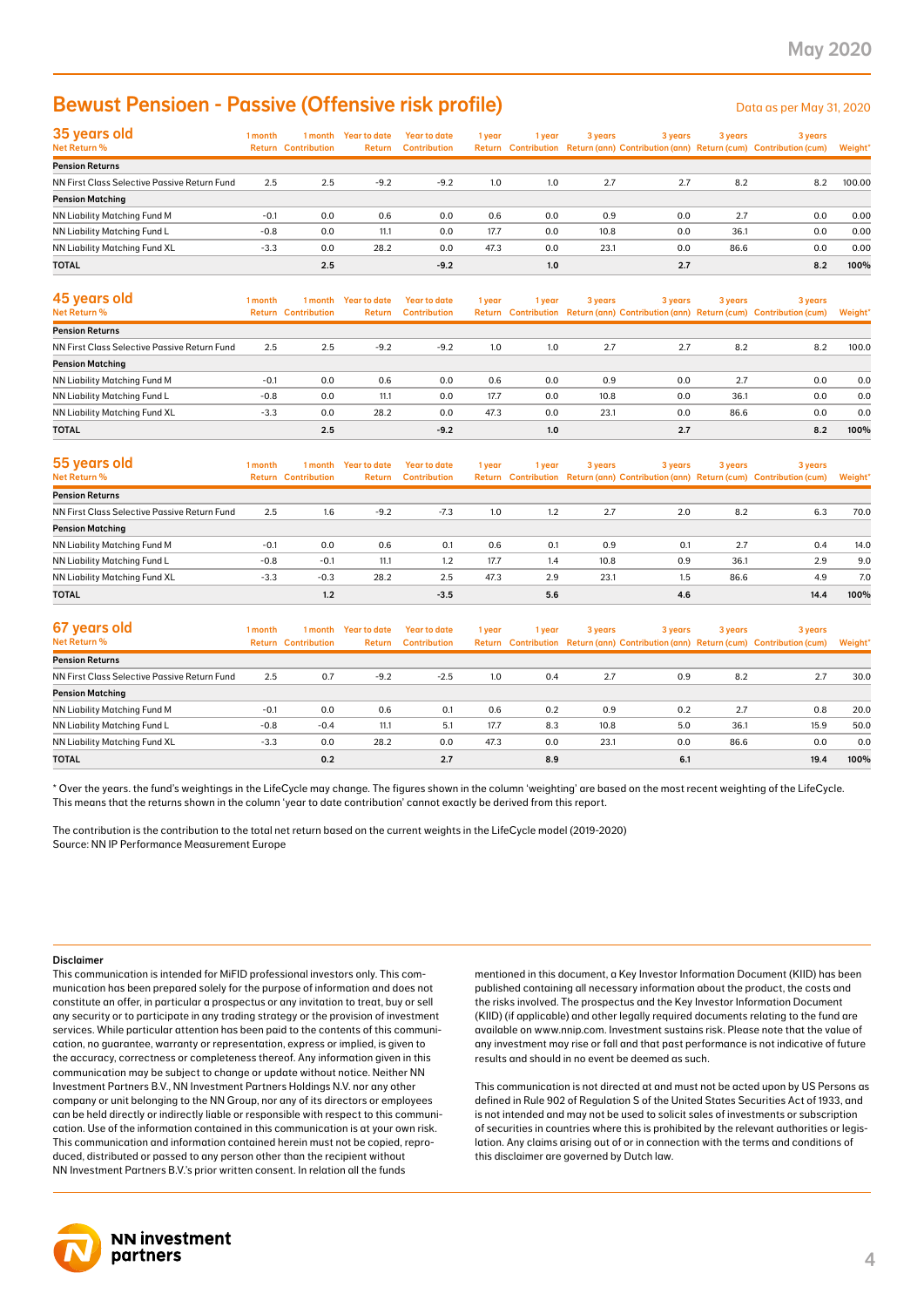## Bewust Pensioen - Passive (Offensive risk profile)

Data as per May 31, 2020

| 35 years old<br>Net Return % | 1 month Return | 1 month Contribution | Year to date Return | Year to date Contribution | 1 year Return | 1 year Contribution | 3 years Return (ann) | 3 years Contribution (ann) | 3 years Return (cum) | 3 years Contribution (cum) | Weight* |
|---|---|---|---|---|---|---|---|---|---|---|---|
| **Pension Returns** | | | | | | | | | | | |
| NN First Class Selective Passive Return Fund | 2.5 | 2.5 | -9.2 | -9.2 | 1.0 | 1.0 | 2.7 | 2.7 | 8.2 | 8.2 | 100.00 |
| **Pension Matching** | | | | | | | | | | | |
| NN Liability Matching Fund M | -0.1 | 0.0 | 0.6 | 0.0 | 0.6 | 0.0 | 0.9 | 0.0 | 2.7 | 0.0 | 0.00 |
| NN Liability Matching Fund L | -0.8 | 0.0 | 11.1 | 0.0 | 17.7 | 0.0 | 10.8 | 0.0 | 36.1 | 0.0 | 0.00 |
| NN Liability Matching Fund XL | -3.3 | 0.0 | 28.2 | 0.0 | 47.3 | 0.0 | 23.1 | 0.0 | 86.6 | 0.0 | 0.00 |
| **TOTAL** | | **2.5** | | **-9.2** | | **1.0** | | **2.7** | | **8.2** | **100%** |

| 45 years old<br>Net Return % | 1 month Return | 1 month Contribution | Year to date Return | Year to date Contribution | 1 year Return | 1 year Contribution | 3 years Return (ann) | 3 years Contribution (ann) | 3 years Return (cum) | 3 years Contribution (cum) | Weight* |
|---|---|---|---|---|---|---|---|---|---|---|---|
| **Pension Returns** | | | | | | | | | | | |
| NN First Class Selective Passive Return Fund | 2.5 | 2.5 | -9.2 | -9.2 | 1.0 | 1.0 | 2.7 | 2.7 | 8.2 | 8.2 | 100.0 |
| **Pension Matching** | | | | | | | | | | | |
| NN Liability Matching Fund M | -0.1 | 0.0 | 0.6 | 0.0 | 0.6 | 0.0 | 0.9 | 0.0 | 2.7 | 0.0 | 0.0 |
| NN Liability Matching Fund L | -0.8 | 0.0 | 11.1 | 0.0 | 17.7 | 0.0 | 10.8 | 0.0 | 36.1 | 0.0 | 0.0 |
| NN Liability Matching Fund XL | -3.3 | 0.0 | 28.2 | 0.0 | 47.3 | 0.0 | 23.1 | 0.0 | 86.6 | 0.0 | 0.0 |
| **TOTAL** | | **2.5** | | **-9.2** | | **1.0** | | **2.7** | | **8.2** | **100%** |

| 55 years old<br>Net Return % | 1 month Return | 1 month Contribution | Year to date Return | Year to date Contribution | 1 year Return | 1 year Contribution | 3 years Return (ann) | 3 years Contribution (ann) | 3 years Return (cum) | 3 years Contribution (cum) | Weight* |
|---|---|---|---|---|---|---|---|---|---|---|---|
| **Pension Returns** | | | | | | | | | | | |
| NN First Class Selective Passive Return Fund | 2.5 | 1.6 | -9.2 | -7.3 | 1.0 | 1.2 | 2.7 | 2.0 | 8.2 | 6.3 | 70.0 |
| **Pension Matching** | | | | | | | | | | | |
| NN Liability Matching Fund M | -0.1 | 0.0 | 0.6 | 0.1 | 0.6 | 0.1 | 0.9 | 0.1 | 2.7 | 0.4 | 14.0 |
| NN Liability Matching Fund L | -0.8 | -0.1 | 11.1 | 1.2 | 17.7 | 1.4 | 10.8 | 0.9 | 36.1 | 2.9 | 9.0 |
| NN Liability Matching Fund XL | -3.3 | -0.3 | 28.2 | 2.5 | 47.3 | 2.9 | 23.1 | 1.5 | 86.6 | 4.9 | 7.0 |
| **TOTAL** | | **1.2** | | **-3.5** | | **5.6** | | **4.6** | | **14.4** | **100%** |

| 67 years old<br>Net Return % | 1 month Return | 1 month Contribution | Year to date Return | Year to date Contribution | 1 year Return | 1 year Contribution | 3 years Return (ann) | 3 years Contribution (ann) | 3 years Return (cum) | 3 years Contribution (cum) | Weight* |
|---|---|---|---|---|---|---|---|---|---|---|---|
| **Pension Returns** | | | | | | | | | | | |
| NN First Class Selective Passive Return Fund | 2.5 | 0.7 | -9.2 | -2.5 | 1.0 | 0.4 | 2.7 | 0.9 | 8.2 | 2.7 | 30.0 |
| **Pension Matching** | | | | | | | | | | | |
| NN Liability Matching Fund M | -0.1 | 0.0 | 0.6 | 0.1 | 0.6 | 0.2 | 0.9 | 0.2 | 2.7 | 0.8 | 20.0 |
| NN Liability Matching Fund L | -0.8 | -0.4 | 11.1 | 5.1 | 17.7 | 8.3 | 10.8 | 5.0 | 36.1 | 15.9 | 50.0 |
| NN Liability Matching Fund XL | -3.3 | 0.0 | 28.2 | 0.0 | 47.3 | 0.0 | 23.1 | 0.0 | 86.6 | 0.0 | 0.0 |
| **TOTAL** | | **0.2** | | **2.7** | | **8.9** | | **6.1** | | **19.4** | **100%** |

* Over the years. the fund's weightings in the LifeCycle may change. The figures shown in the column 'weighting' are based on the most recent weighting of the LifeCycle. This means that the returns shown in the column 'year to date contribution' cannot exactly be derived from this report.

The contribution is the contribution to the total net return based on the current weights in the LifeCycle model (2019-2020)
Source: NN IP Performance Measurement Europe

**Disclaimer**

This communication is intended for MiFID professional investors only. This communication has been prepared solely for the purpose of information and does not constitute an offer, in particular a prospectus or any invitation to treat, buy or sell any security or to participate in any trading strategy or the provision of investment services. While particular attention has been paid to the contents of this communication, no guarantee, warranty or representation, express or implied, is given to the accuracy, correctness or completeness thereof. Any information given in this communication may be subject to change or update without notice. Neither NN Investment Partners B.V., NN Investment Partners Holdings N.V. nor any other company or unit belonging to the NN Group, nor any of its directors or employees can be held directly or indirectly liable or responsible with respect to this communication. Use of the information contained in this communication is at your own risk. This communication and information contained herein must not be copied, reproduced, distributed or passed to any person other than the recipient without NN Investment Partners B.V.'s prior written consent. In relation all the funds mentioned in this document, a Key Investor Information Document (KIID) has been published containing all necessary information about the product, the costs and the risks involved. The prospectus and the Key Investor Information Document (KIID) (if applicable) and other legally required documents relating to the fund are available on www.nnip.com. Investment sustains risk. Please note that the value of any investment may rise or fall and that past performance is not indicative of future results and should in no event be deemed as such.

This communication is not directed at and must not be acted upon by US Persons as defined in Rule 902 of Regulation S of the United States Securities Act of 1933, and is not intended and may not be used to solicit sales of investments or subscription of securities in countries where this is prohibited by the relevant authorities or legislation. Any claims arising out of or in connection with the terms and conditions of this disclaimer are governed by Dutch law.

NN investment partners